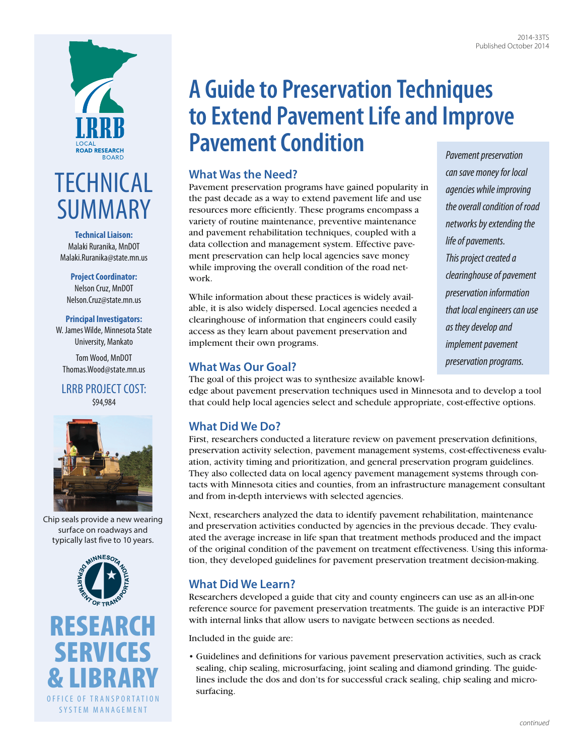2014-33TS
Published October 2014

# A Guide to Preservation Techniques to Extend Pavement Life and Improve Pavement Condition

LRRB LOCAL ROAD RESEARCH BOARD

## TECHNICAL SUMMARY

**Technical Liaison:**
Malaki Ruranika, MnDOT
Malaki.Ruranika@state.mn.us

**Project Coordinator:**
Nelson Cruz, MnDOT
Nelson.Cruz@state.mn.us

**Principal Investigators:**
W. James Wilde, Minnesota State University, Mankato

Tom Wood, MnDOT
Thomas.Wood@state.mn.us

**LRRB PROJECT COST:**
$94,984

Chip seals provide a new wearing surface on roadways and typically last five to 10 years.

RESEARCH SERVICES & LIBRARY
OFFICE OF TRANSPORTATION SYSTEM MANAGEMENT

*Pavement preservation can save money for local agencies while improving the overall condition of road networks by extending the life of pavements. This project created a clearinghouse of pavement preservation information that local engineers can use as they develop and implement pavement preservation programs.*

### What Was the Need?

Pavement preservation programs have gained popularity in the past decade as a way to extend pavement life and use resources more efficiently. These programs encompass a variety of routine maintenance, preventive maintenance and pavement rehabilitation techniques, coupled with a data collection and management system. Effective pavement preservation can help local agencies save money while improving the overall condition of the road network.

While information about these practices is widely available, it is also widely dispersed. Local agencies needed a clearinghouse of information that engineers could easily access as they learn about pavement preservation and implement their own programs.

### What Was Our Goal?

The goal of this project was to synthesize available knowledge about pavement preservation techniques used in Minnesota and to develop a tool that could help local agencies select and schedule appropriate, cost-effective options.

### What Did We Do?

First, researchers conducted a literature review on pavement preservation definitions, preservation activity selection, pavement management systems, cost-effectiveness evaluation, activity timing and prioritization, and general preservation program guidelines. They also collected data on local agency pavement management systems through contacts with Minnesota cities and counties, from an infrastructure management consultant and from in-depth interviews with selected agencies.

Next, researchers analyzed the data to identify pavement rehabilitation, maintenance and preservation activities conducted by agencies in the previous decade. They evaluated the average increase in life span that treatment methods produced and the impact of the original condition of the pavement on treatment effectiveness. Using this information, they developed guidelines for pavement preservation treatment decision-making.

### What Did We Learn?

Researchers developed a guide that city and county engineers can use as an all-in-one reference source for pavement preservation treatments. The guide is an interactive PDF with internal links that allow users to navigate between sections as needed.

Included in the guide are:

- Guidelines and definitions for various pavement preservation activities, such as crack sealing, chip sealing, microsurfacing, joint sealing and diamond grinding. The guidelines include the dos and don'ts for successful crack sealing, chip sealing and microsurfacing.

*continued*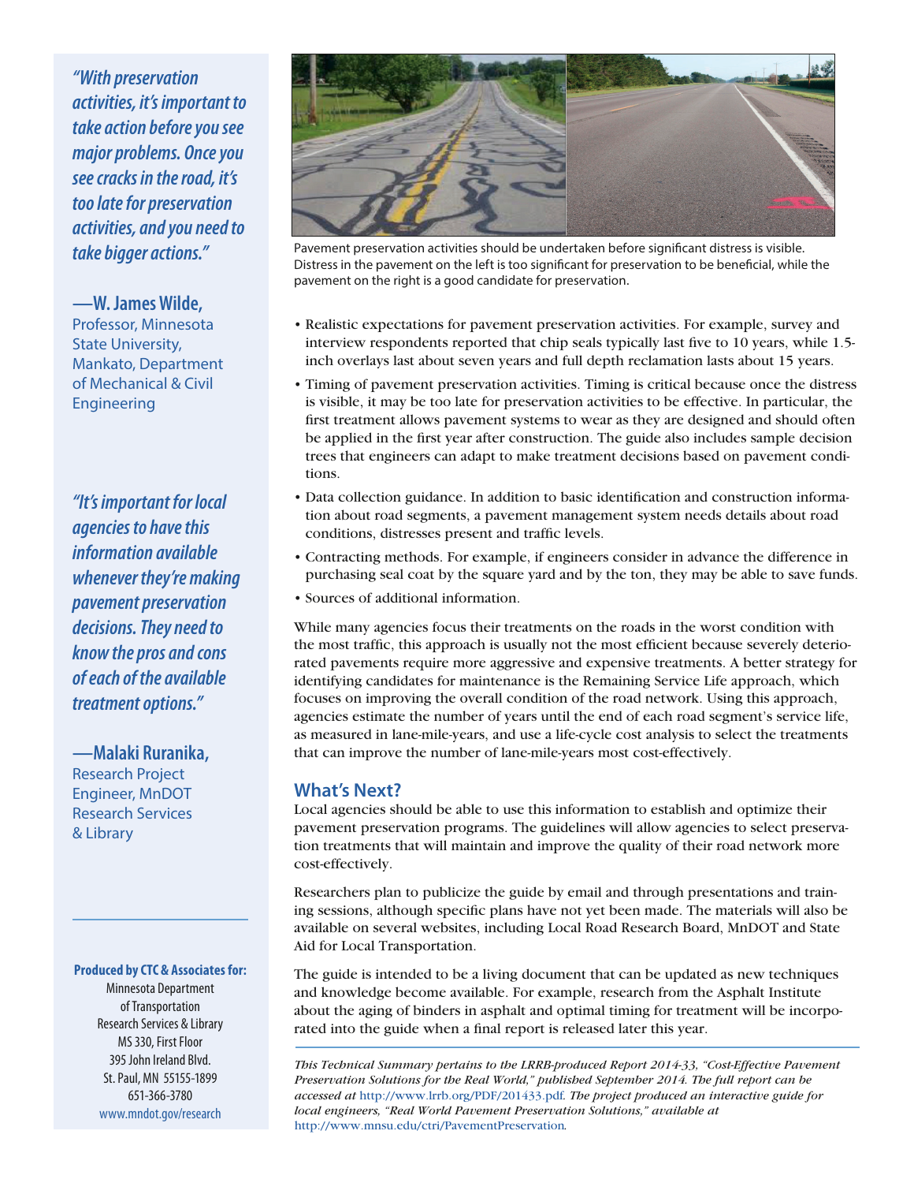*"With preservation activities, it's important to take action before you see major problems. Once you see cracks in the road, it's too late for preservation activities, and you need to take bigger actions."*

**—W. James Wilde,**
Professor, Minnesota State University, Mankato, Department of Mechanical & Civil Engineering

*"It's important for local agencies to have this information available whenever they're making pavement preservation decisions. They need to know the pros and cons of each of the available treatment options."*

**—Malaki Ruranika,**
Research Project Engineer, MnDOT Research Services & Library

**Produced by CTC & Associates for:**
Minnesota Department of Transportation
Research Services & Library
MS 330, First Floor
395 John Ireland Blvd.
St. Paul, MN 55155-1899
651-366-3780
www.mndot.gov/research

Pavement preservation activities should be undertaken before significant distress is visible. Distress in the pavement on the left is too significant for preservation to be beneficial, while the pavement on the right is a good candidate for preservation.

- Realistic expectations for pavement preservation activities. For example, survey and interview respondents reported that chip seals typically last five to 10 years, while 1.5-inch overlays last about seven years and full depth reclamation lasts about 15 years.
- Timing of pavement preservation activities. Timing is critical because once the distress is visible, it may be too late for preservation activities to be effective. In particular, the first treatment allows pavement systems to wear as they are designed and should often be applied in the first year after construction. The guide also includes sample decision trees that engineers can adapt to make treatment decisions based on pavement conditions.
- Data collection guidance. In addition to basic identification and construction information about road segments, a pavement management system needs details about road conditions, distresses present and traffic levels.
- Contracting methods. For example, if engineers consider in advance the difference in purchasing seal coat by the square yard and by the ton, they may be able to save funds.
- Sources of additional information.

While many agencies focus their treatments on the roads in the worst condition with the most traffic, this approach is usually not the most efficient because severely deteriorated pavements require more aggressive and expensive treatments. A better strategy for identifying candidates for maintenance is the Remaining Service Life approach, which focuses on improving the overall condition of the road network. Using this approach, agencies estimate the number of years until the end of each road segment's service life, as measured in lane-mile-years, and use a life-cycle cost analysis to select the treatments that can improve the number of lane-mile-years most cost-effectively.

## What's Next?

Local agencies should be able to use this information to establish and optimize their pavement preservation programs. The guidelines will allow agencies to select preservation treatments that will maintain and improve the quality of their road network more cost-effectively.

Researchers plan to publicize the guide by email and through presentations and training sessions, although specific plans have not yet been made. The materials will also be available on several websites, including Local Road Research Board, MnDOT and State Aid for Local Transportation.

The guide is intended to be a living document that can be updated as new techniques and knowledge become available. For example, research from the Asphalt Institute about the aging of binders in asphalt and optimal timing for treatment will be incorporated into the guide when a final report is released later this year.

*This Technical Summary pertains to the LRRB-produced Report 2014-33, "Cost-Effective Pavement Preservation Solutions for the Real World," published September 2014. The full report can be accessed at* http://www.lrrb.org/PDF/201433.pdf. *The project produced an interactive guide for local engineers, "Real World Pavement Preservation Solutions," available at* http://www.mnsu.edu/ctri/PavementPreservation.